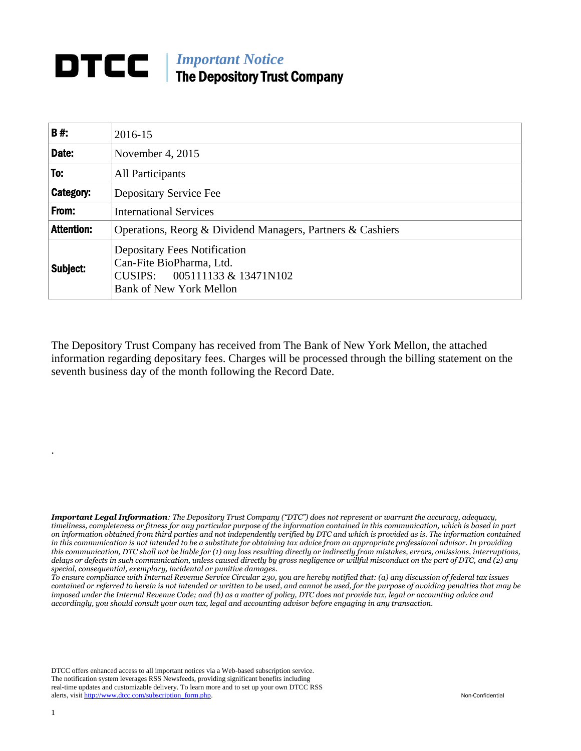# DTCC | *Important Notice* The Depository Trust Company

| **B #:** | 2016-15 |
|---|---|
| **Date:** | November 4, 2015 |
| **To:** | All Participants |
| **Category:** | Depositary Service Fee |
| **From:** | International Services |
| **Attention:** | Operations, Reorg & Dividend Managers, Partners & Cashiers |
| **Subject:** | Depositary Fees Notification<br>Can-Fite BioPharma, Ltd.<br>CUSIPS: 005111133 & 13471N102<br>Bank of New York Mellon |

The Depository Trust Company has received from The Bank of New York Mellon, the attached information regarding depositary fees. Charges will be processed through the billing statement on the seventh business day of the month following the Record Date.

.

***Important Legal Information****: The Depository Trust Company ("DTC") does not represent or warrant the accuracy, adequacy, timeliness, completeness or fitness for any particular purpose of the information contained in this communication, which is based in part on information obtained from third parties and not independently verified by DTC and which is provided as is. The information contained in this communication is not intended to be a substitute for obtaining tax advice from an appropriate professional advisor. In providing this communication, DTC shall not be liable for (1) any loss resulting directly or indirectly from mistakes, errors, omissions, interruptions, delays or defects in such communication, unless caused directly by gross negligence or willful misconduct on the part of DTC, and (2) any special, consequential, exemplary, incidental or punitive damages.*

*To ensure compliance with Internal Revenue Service Circular 230, you are hereby notified that: (a) any discussion of federal tax issues contained or referred to herein is not intended or written to be used, and cannot be used, for the purpose of avoiding penalties that may be imposed under the Internal Revenue Code; and (b) as a matter of policy, DTC does not provide tax, legal or accounting advice and accordingly, you should consult your own tax, legal and accounting advisor before engaging in any transaction.*

DTCC offers enhanced access to all important notices via a Web-based subscription service. The notification system leverages RSS Newsfeeds, providing significant benefits including real-time updates and customizable delivery. To learn more and to set up your own DTCC RSS alerts, visit http://www.dtcc.com/subscription_form.php.

Non-Confidential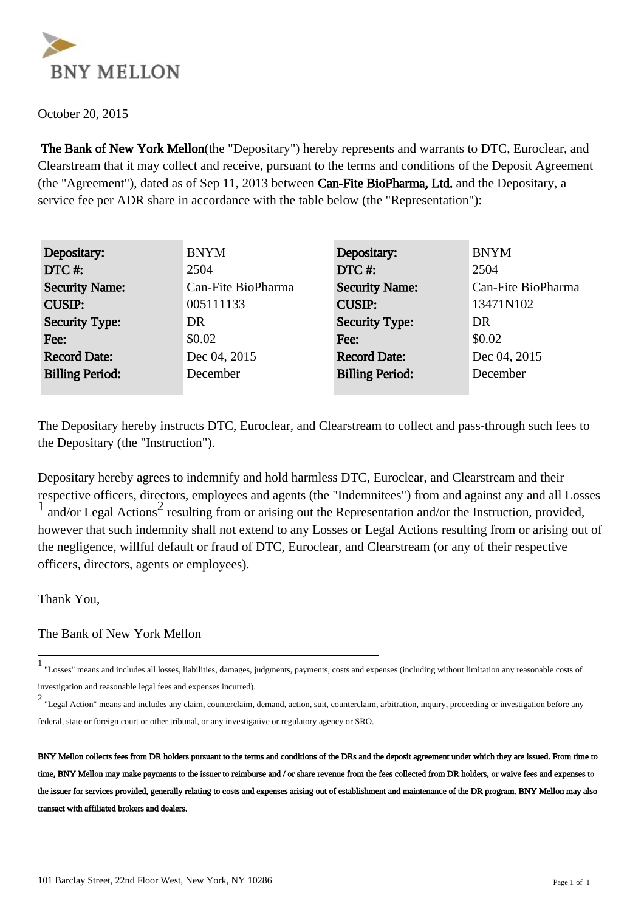October 20, 2015

**The Bank of New York Mellon**(the "Depositary") hereby represents and warrants to DTC, Euroclear, and Clearstream that it may collect and receive, pursuant to the terms and conditions of the Deposit Agreement (the "Agreement"), dated as of Sep 11, 2013 between **Can-Fite BioPharma, Ltd.** and the Depositary, a service fee per ADR share in accordance with the table below (the "Representation"):

| | | | |
|---|---|---|---|
| **Depositary:** | BNYM | **Depositary:** | BNYM |
| **DTC #:** | 2504 | **DTC #:** | 2504 |
| **Security Name:** | Can-Fite BioPharma | **Security Name:** | Can-Fite BioPharma |
| **CUSIP:** | 005111133 | **CUSIP:** | 13471N102 |
| **Security Type:** | DR | **Security Type:** | DR |
| **Fee:** | $0.02 | **Fee:** | $0.02 |
| **Record Date:** | Dec 04, 2015 | **Record Date:** | Dec 04, 2015 |
| **Billing Period:** | December | **Billing Period:** | December |

The Depositary hereby instructs DTC, Euroclear, and Clearstream to collect and pass-through such fees to the Depositary (the "Instruction").

Depositary hereby agrees to indemnify and hold harmless DTC, Euroclear, and Clearstream and their respective officers, directors, employees and agents (the "Indemnitees") from and against any and all Losses [1] and/or Legal Actions[2] resulting from or arising out the Representation and/or the Instruction, provided, however that such indemnity shall not extend to any Losses or Legal Actions resulting from or arising out of the negligence, willful default or fraud of DTC, Euroclear, and Clearstream (or any of their respective officers, directors, agents or employees).

Thank You,

The Bank of New York Mellon

[1] "Losses" means and includes all losses, liabilities, damages, judgments, payments, costs and expenses (including without limitation any reasonable costs of investigation and reasonable legal fees and expenses incurred).

[2] "Legal Action" means and includes any claim, counterclaim, demand, action, suit, counterclaim, arbitration, inquiry, proceeding or investigation before any federal, state or foreign court or other tribunal, or any investigative or regulatory agency or SRO.

**BNY Mellon collects fees from DR holders pursuant to the terms and conditions of the DRs and the deposit agreement under which they are issued. From time to time, BNY Mellon may make payments to the issuer to reimburse and / or share revenue from the fees collected from DR holders, or waive fees and expenses to the issuer for services provided, generally relating to costs and expenses arising out of establishment and maintenance of the DR program. BNY Mellon may also transact with affiliated brokers and dealers.**

101 Barclay Street, 22nd Floor West, New York, NY 10286